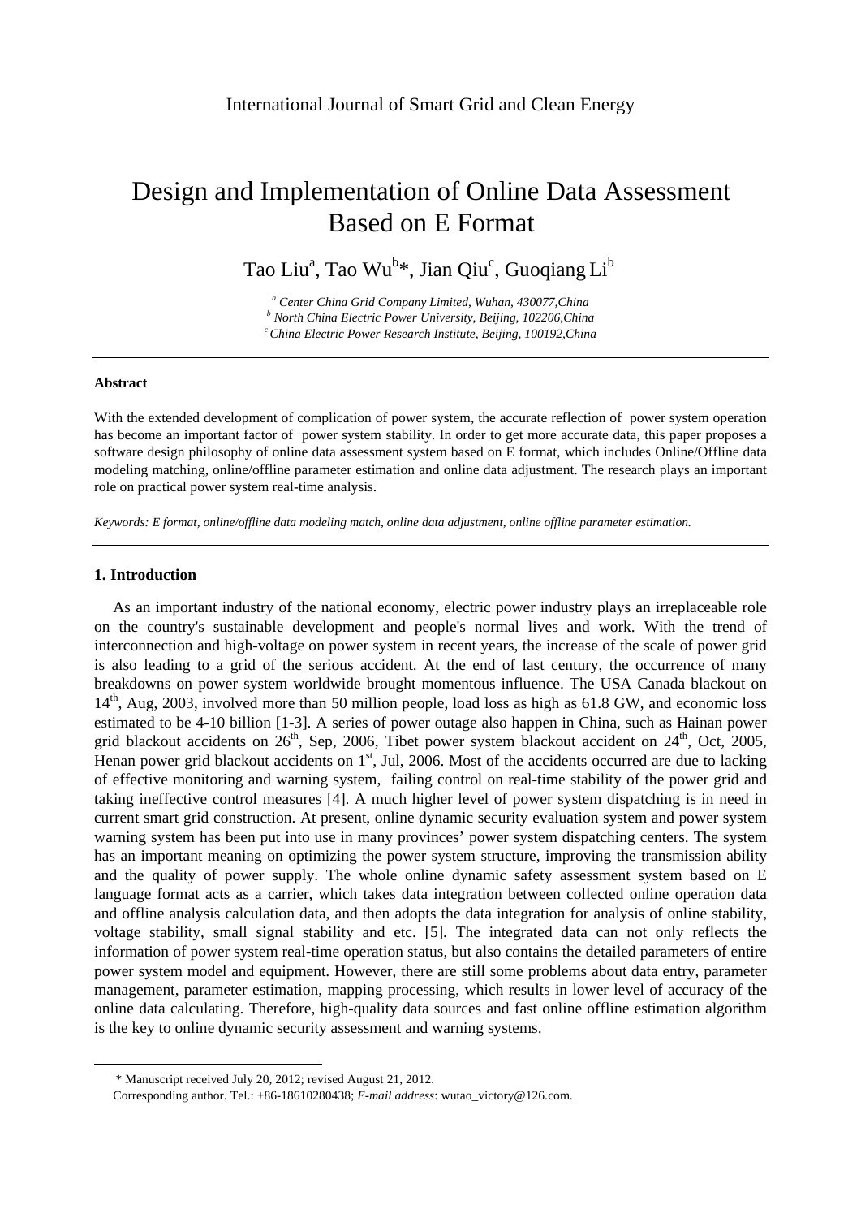# Design and Implementation of Online Data Assessment Based on E Format

Tao Liu[a], Tao Wu[b]*, Jian Qiu[c], Guoqiang Li[b]

*[a] Center China Grid Company Limited, Wuhan, 430077,China*
*[b] North China Electric Power University, Beijing, 102206,China*
*[c] China Electric Power Research Institute, Beijing, 100192,China*

---

**Abstract**

With the extended development of complication of power system, the accurate reflection of power system operation has become an important factor of power system stability. In order to get more accurate data, this paper proposes a software design philosophy of online data assessment system based on E format, which includes Online/Offline data modeling matching, online/offline parameter estimation and online data adjustment. The research plays an important role on practical power system real-time analysis.

*Keywords: E format, online/offline data modeling match, online data adjustment, online offline parameter estimation.*

---

## 1. Introduction

As an important industry of the national economy, electric power industry plays an irreplaceable role on the country's sustainable development and people's normal lives and work. With the trend of interconnection and high-voltage on power system in recent years, the increase of the scale of power grid is also leading to a grid of the serious accident. At the end of last century, the occurrence of many breakdowns on power system worldwide brought momentous influence. The USA Canada blackout on 14th, Aug, 2003, involved more than 50 million people, load loss as high as 61.8 GW, and economic loss estimated to be 4-10 billion [1-3]. A series of power outage also happen in China, such as Hainan power grid blackout accidents on 26th, Sep, 2006, Tibet power system blackout accident on 24th, Oct, 2005, Henan power grid blackout accidents on 1st, Jul, 2006. Most of the accidents occurred are due to lacking of effective monitoring and warning system, failing control on real-time stability of the power grid and taking ineffective control measures [4]. A much higher level of power system dispatching is in need in current smart grid construction. At present, online dynamic security evaluation system and power system warning system has been put into use in many provinces' power system dispatching centers. The system has an important meaning on optimizing the power system structure, improving the transmission ability and the quality of power supply. The whole online dynamic safety assessment system based on E language format acts as a carrier, which takes data integration between collected online operation data and offline analysis calculation data, and then adopts the data integration for analysis of online stability, voltage stability, small signal stability and etc. [5]. The integrated data can not only reflects the information of power system real-time operation status, but also contains the detailed parameters of entire power system model and equipment. However, there are still some problems about data entry, parameter management, parameter estimation, mapping processing, which results in lower level of accuracy of the online data calculating. Therefore, high-quality data sources and fast online offline estimation algorithm is the key to online dynamic security assessment and warning systems.

---

\* Manuscript received July 20, 2012; revised August 21, 2012.

Corresponding author. Tel.: +86-18610280438; *E-mail address*: wutao_victory@126.com.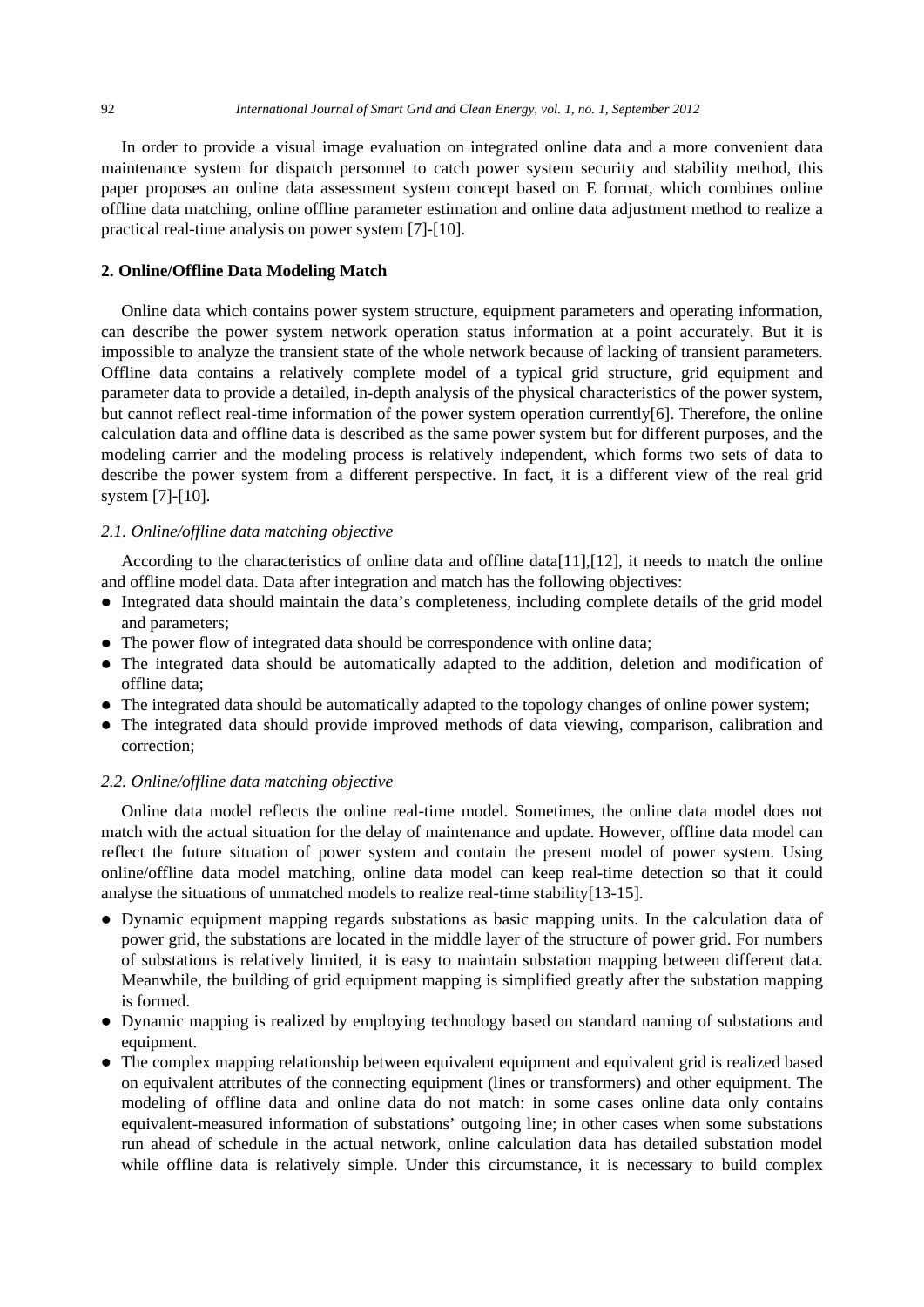In order to provide a visual image evaluation on integrated online data and a more convenient data maintenance system for dispatch personnel to catch power system security and stability method, this paper proposes an online data assessment system concept based on E format, which combines online offline data matching, online offline parameter estimation and online data adjustment method to realize a practical real-time analysis on power system [7]-[10].

## 2. Online/Offline Data Modeling Match

Online data which contains power system structure, equipment parameters and operating information, can describe the power system network operation status information at a point accurately. But it is impossible to analyze the transient state of the whole network because of lacking of transient parameters. Offline data contains a relatively complete model of a typical grid structure, grid equipment and parameter data to provide a detailed, in-depth analysis of the physical characteristics of the power system, but cannot reflect real-time information of the power system operation currently[6]. Therefore, the online calculation data and offline data is described as the same power system but for different purposes, and the modeling carrier and the modeling process is relatively independent, which forms two sets of data to describe the power system from a different perspective. In fact, it is a different view of the real grid system [7]-[10].

### *2.1. Online/offline data matching objective*

According to the characteristics of online data and offline data[11],[12], it needs to match the online and offline model data. Data after integration and match has the following objectives:

- Integrated data should maintain the data's completeness, including complete details of the grid model and parameters;
- The power flow of integrated data should be correspondence with online data;
- The integrated data should be automatically adapted to the addition, deletion and modification of offline data;
- The integrated data should be automatically adapted to the topology changes of online power system;
- The integrated data should provide improved methods of data viewing, comparison, calibration and correction;

### *2.2. Online/offline data matching objective*

Online data model reflects the online real-time model. Sometimes, the online data model does not match with the actual situation for the delay of maintenance and update. However, offline data model can reflect the future situation of power system and contain the present model of power system. Using online/offline data model matching, online data model can keep real-time detection so that it could analyse the situations of unmatched models to realize real-time stability[13-15].

- Dynamic equipment mapping regards substations as basic mapping units. In the calculation data of power grid, the substations are located in the middle layer of the structure of power grid. For numbers of substations is relatively limited, it is easy to maintain substation mapping between different data. Meanwhile, the building of grid equipment mapping is simplified greatly after the substation mapping is formed.
- Dynamic mapping is realized by employing technology based on standard naming of substations and equipment.
- The complex mapping relationship between equivalent equipment and equivalent grid is realized based on equivalent attributes of the connecting equipment (lines or transformers) and other equipment. The modeling of offline data and online data do not match: in some cases online data only contains equivalent-measured information of substations' outgoing line; in other cases when some substations run ahead of schedule in the actual network, online calculation data has detailed substation model while offline data is relatively simple. Under this circumstance, it is necessary to build complex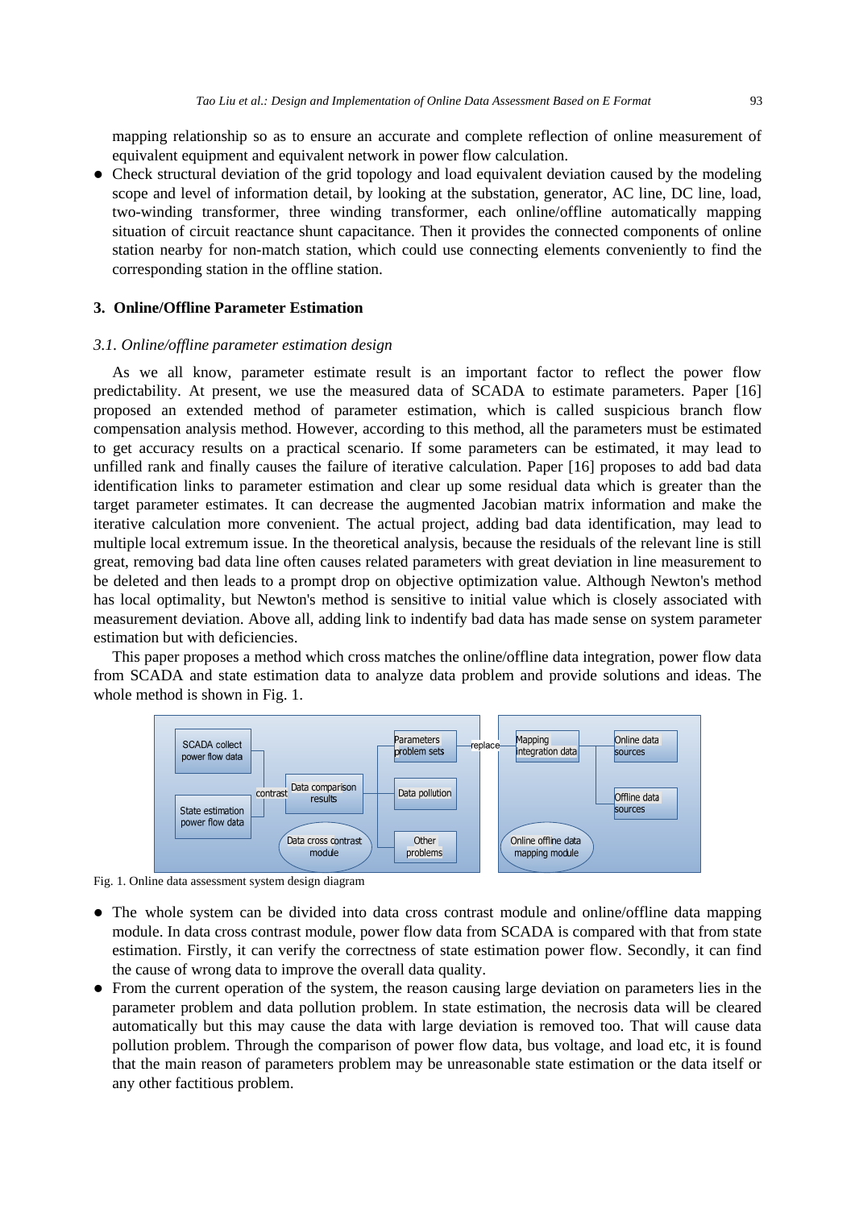mapping relationship so as to ensure an accurate and complete reflection of online measurement of equivalent equipment and equivalent network in power flow calculation.

- Check structural deviation of the grid topology and load equivalent deviation caused by the modeling scope and level of information detail, by looking at the substation, generator, AC line, DC line, load, two-winding transformer, three winding transformer, each online/offline automatically mapping situation of circuit reactance shunt capacitance. Then it provides the connected components of online station nearby for non-match station, which could use connecting elements conveniently to find the corresponding station in the offline station.

## 3. Online/Offline Parameter Estimation

### *3.1. Online/offline parameter estimation design*

As we all know, parameter estimate result is an important factor to reflect the power flow predictability. At present, we use the measured data of SCADA to estimate parameters. Paper [16] proposed an extended method of parameter estimation, which is called suspicious branch flow compensation analysis method. However, according to this method, all the parameters must be estimated to get accuracy results on a practical scenario. If some parameters can be estimated, it may lead to unfilled rank and finally causes the failure of iterative calculation. Paper [16] proposes to add bad data identification links to parameter estimation and clear up some residual data which is greater than the target parameter estimates. It can decrease the augmented Jacobian matrix information and make the iterative calculation more convenient. The actual project, adding bad data identification, may lead to multiple local extremum issue. In the theoretical analysis, because the residuals of the relevant line is still great, removing bad data line often causes related parameters with great deviation in line measurement to be deleted and then leads to a prompt drop on objective optimization value. Although Newton's method has local optimality, but Newton's method is sensitive to initial value which is closely associated with measurement deviation. Above all, adding link to indentify bad data has made sense on system parameter estimation but with deficiencies.

This paper proposes a method which cross matches the online/offline data integration, power flow data from SCADA and state estimation data to analyze data problem and provide solutions and ideas. The whole method is shown in Fig. 1.

Fig. 1. Online data assessment system design diagram

- The whole system can be divided into data cross contrast module and online/offline data mapping module. In data cross contrast module, power flow data from SCADA is compared with that from state estimation. Firstly, it can verify the correctness of state estimation power flow. Secondly, it can find the cause of wrong data to improve the overall data quality.
- From the current operation of the system, the reason causing large deviation on parameters lies in the parameter problem and data pollution problem. In state estimation, the necrosis data will be cleared automatically but this may cause the data with large deviation is removed too. That will cause data pollution problem. Through the comparison of power flow data, bus voltage, and load etc, it is found that the main reason of parameters problem may be unreasonable state estimation or the data itself or any other factitious problem.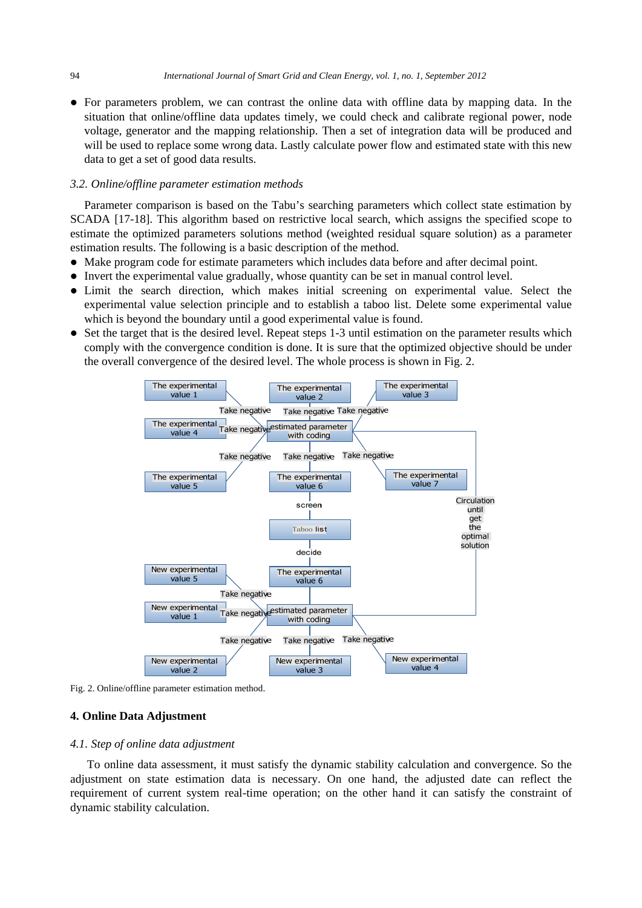- For parameters problem, we can contrast the online data with offline data by mapping data. In the situation that online/offline data updates timely, we could check and calibrate regional power, node voltage, generator and the mapping relationship. Then a set of integration data will be produced and will be used to replace some wrong data. Lastly calculate power flow and estimated state with this new data to get a set of good data results.

### *3.2. Online/offline parameter estimation methods*

Parameter comparison is based on the Tabu's searching parameters which collect state estimation by SCADA [17-18]. This algorithm based on restrictive local search, which assigns the specified scope to estimate the optimized parameters solutions method (weighted residual square solution) as a parameter estimation results. The following is a basic description of the method.

- Make program code for estimate parameters which includes data before and after decimal point.
- Invert the experimental value gradually, whose quantity can be set in manual control level.
- Limit the search direction, which makes initial screening on experimental value. Select the experimental value selection principle and to establish a taboo list. Delete some experimental value which is beyond the boundary until a good experimental value is found.
- Set the target that is the desired level. Repeat steps 1-3 until estimation on the parameter results which comply with the convergence condition is done. It is sure that the optimized objective should be under the overall convergence of the desired level. The whole process is shown in Fig. 2.

Fig. 2. Online/offline parameter estimation method.

## 4. Online Data Adjustment

### *4.1. Step of online data adjustment*

To online data assessment, it must satisfy the dynamic stability calculation and convergence. So the adjustment on state estimation data is necessary. On one hand, the adjusted date can reflect the requirement of current system real-time operation; on the other hand it can satisfy the constraint of dynamic stability calculation.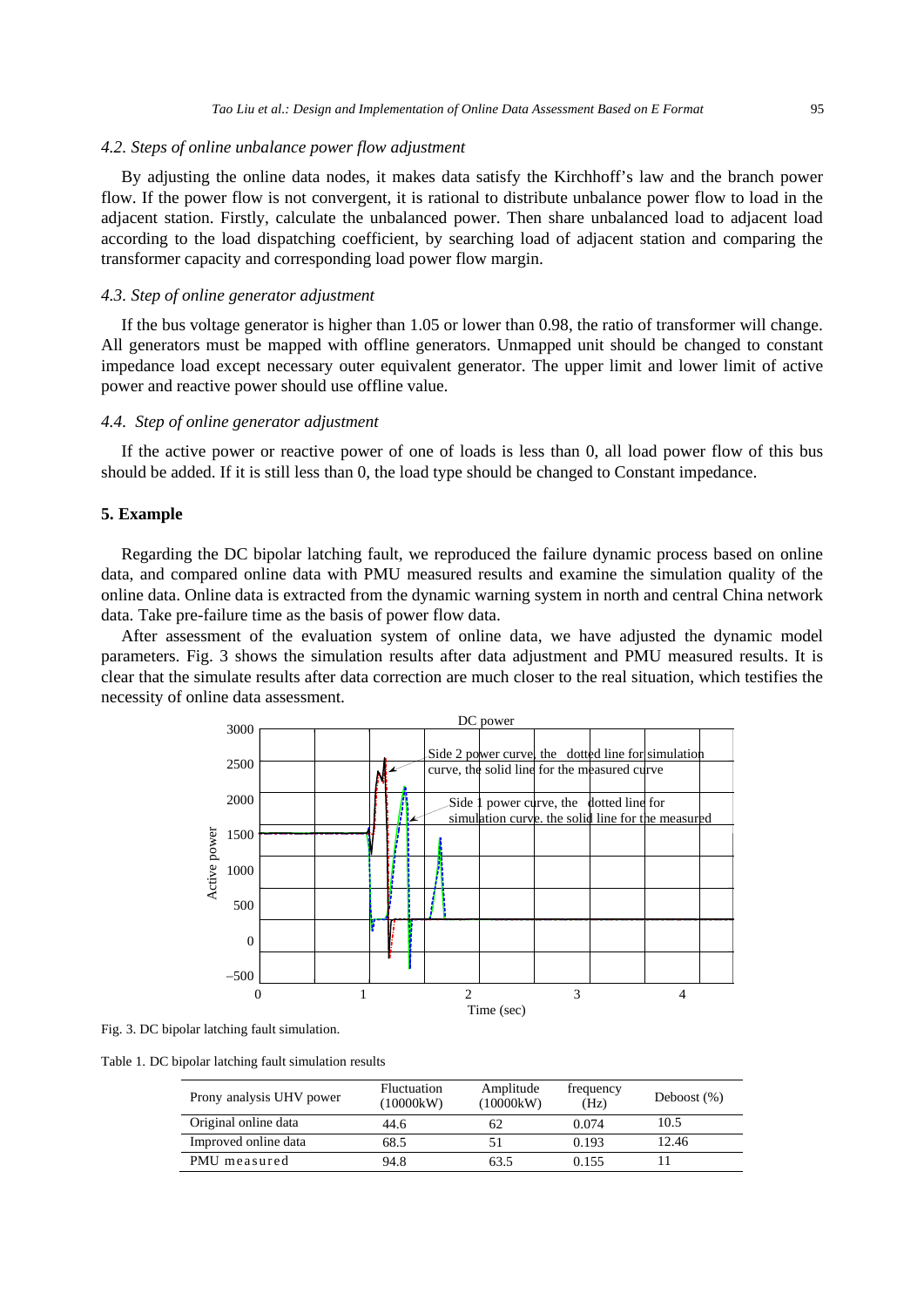### 4.2. Steps of online unbalance power flow adjustment

By adjusting the online data nodes, it makes data satisfy the Kirchhoff's law and the branch power flow. If the power flow is not convergent, it is rational to distribute unbalance power flow to load in the adjacent station. Firstly, calculate the unbalanced power. Then share unbalanced load to adjacent load according to the load dispatching coefficient, by searching load of adjacent station and comparing the transformer capacity and corresponding load power flow margin.

### 4.3. Step of online generator adjustment

If the bus voltage generator is higher than 1.05 or lower than 0.98, the ratio of transformer will change. All generators must be mapped with offline generators. Unmapped unit should be changed to constant impedance load except necessary outer equivalent generator. The upper limit and lower limit of active power and reactive power should use offline value.

### 4.4. Step of online generator adjustment

If the active power or reactive power of one of loads is less than 0, all load power flow of this bus should be added. If it is still less than 0, the load type should be changed to Constant impedance.

## 5. Example

Regarding the DC bipolar latching fault, we reproduced the failure dynamic process based on online data, and compared online data with PMU measured results and examine the simulation quality of the online data. Online data is extracted from the dynamic warning system in north and central China network data. Take pre-failure time as the basis of power flow data.

After assessment of the evaluation system of online data, we have adjusted the dynamic model parameters. Fig. 3 shows the simulation results after data adjustment and PMU measured results. It is clear that the simulate results after data correction are much closer to the real situation, which testifies the necessity of online data assessment.

Fig. 3. DC bipolar latching fault simulation.

Table 1. DC bipolar latching fault simulation results

| Prony analysis UHV power | Fluctuation (10000kW) | Amplitude (10000kW) | frequency (Hz) | Deboost (%) |
|---|---|---|---|---|
| Original online data | 44.6 | 62 | 0.074 | 10.5 |
| Improved online data | 68.5 | 51 | 0.193 | 12.46 |
| PMU measured | 94.8 | 63.5 | 0.155 | 11 |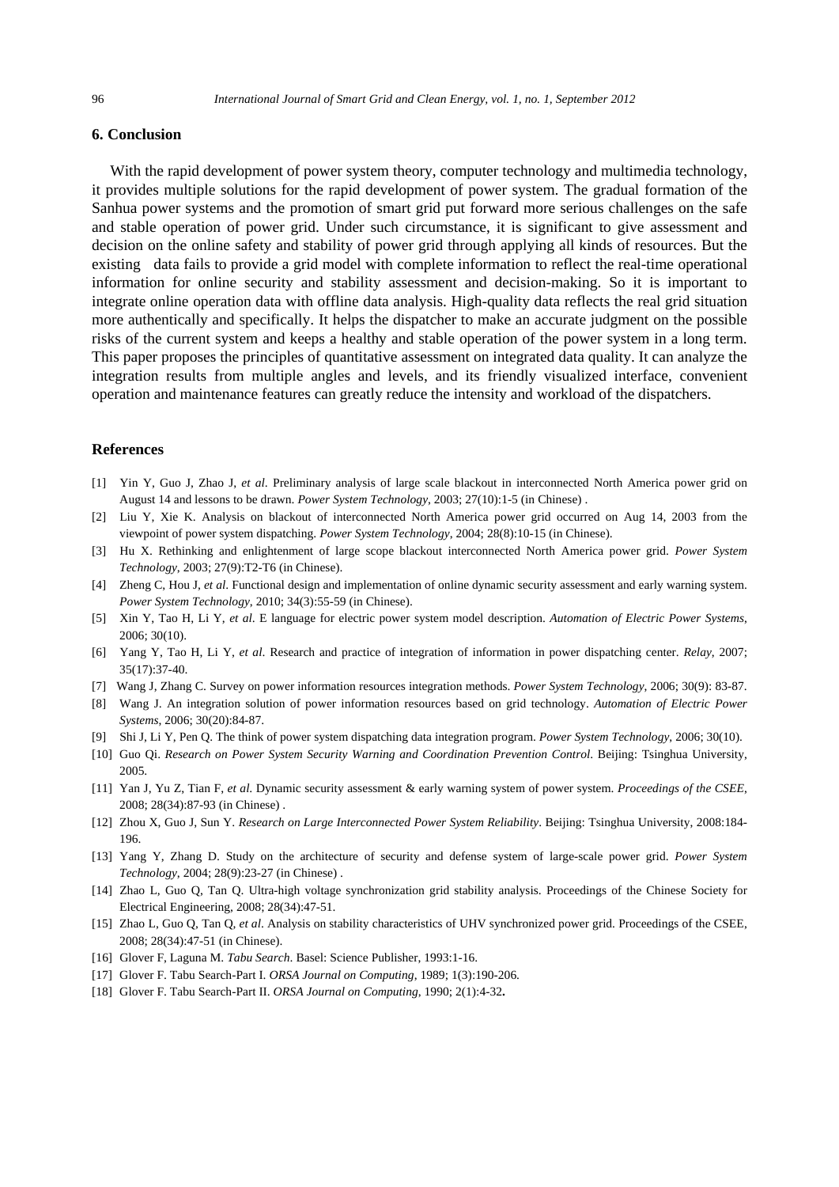## 6. Conclusion

With the rapid development of power system theory, computer technology and multimedia technology, it provides multiple solutions for the rapid development of power system. The gradual formation of the Sanhua power systems and the promotion of smart grid put forward more serious challenges on the safe and stable operation of power grid. Under such circumstance, it is significant to give assessment and decision on the online safety and stability of power grid through applying all kinds of resources. But the existing data fails to provide a grid model with complete information to reflect the real-time operational information for online security and stability assessment and decision-making. So it is important to integrate online operation data with offline data analysis. High-quality data reflects the real grid situation more authentically and specifically. It helps the dispatcher to make an accurate judgment on the possible risks of the current system and keeps a healthy and stable operation of the power system in a long term. This paper proposes the principles of quantitative assessment on integrated data quality. It can analyze the integration results from multiple angles and levels, and its friendly visualized interface, convenient operation and maintenance features can greatly reduce the intensity and workload of the dispatchers.

## References

[1] Yin Y, Guo J, Zhao J, *et al*. Preliminary analysis of large scale blackout in interconnected North America power grid on August 14 and lessons to be drawn. *Power System Technology*, 2003; 27(10):1-5 (in Chinese) .

[2] Liu Y, Xie K. Analysis on blackout of interconnected North America power grid occurred on Aug 14, 2003 from the viewpoint of power system dispatching. *Power System Technology*, 2004; 28(8):10-15 (in Chinese).

[3] Hu X. Rethinking and enlightenment of large scope blackout interconnected North America power grid. *Power System Technology*, 2003; 27(9):T2-T6 (in Chinese).

[4] Zheng C, Hou J, *et al*. Functional design and implementation of online dynamic security assessment and early warning system. *Power System Technology*, 2010; 34(3):55-59 (in Chinese).

[5] Xin Y, Tao H, Li Y, *et al*. E language for electric power system model description. *Automation of Electric Power Systems*, 2006; 30(10).

[6] Yang Y, Tao H, Li Y, *et al*. Research and practice of integration of information in power dispatching center. *Relay*, 2007; 35(17):37-40.

[7] Wang J, Zhang C. Survey on power information resources integration methods. *Power System Technology*, 2006; 30(9): 83-87.

[8] Wang J. An integration solution of power information resources based on grid technology. *Automation of Electric Power Systems*, 2006; 30(20):84-87.

[9] Shi J, Li Y, Pen Q. The think of power system dispatching data integration program. *Power System Technology*, 2006; 30(10).

[10] Guo Qi. *Research on Power System Security Warning and Coordination Prevention Control*. Beijing: Tsinghua University, 2005.

[11] Yan J, Yu Z, Tian F, *et al*. Dynamic security assessment & early warning system of power system. *Proceedings of the CSEE*, 2008; 28(34):87-93 (in Chinese) .

[12] Zhou X, Guo J, Sun Y. *Research on Large Interconnected Power System Reliability*. Beijing: Tsinghua University, 2008:184-196.

[13] Yang Y, Zhang D. Study on the architecture of security and defense system of large-scale power grid. *Power System Technology*, 2004; 28(9):23-27 (in Chinese) .

[14] Zhao L, Guo Q, Tan Q. Ultra-high voltage synchronization grid stability analysis. Proceedings of the Chinese Society for Electrical Engineering, 2008; 28(34):47-51.

[15] Zhao L, Guo Q, Tan Q, *et al*. Analysis on stability characteristics of UHV synchronized power grid. Proceedings of the CSEE, 2008; 28(34):47-51 (in Chinese).

[16] Glover F, Laguna M. *Tabu Search*. Basel: Science Publisher, 1993:1-16.

[17] Glover F. Tabu Search-Part I. *ORSA Journal on Computing*, 1989; 1(3):190-206.

[18] Glover F. Tabu Search-Part II. *ORSA Journal on Computing*, 1990; 2(1):4-32.